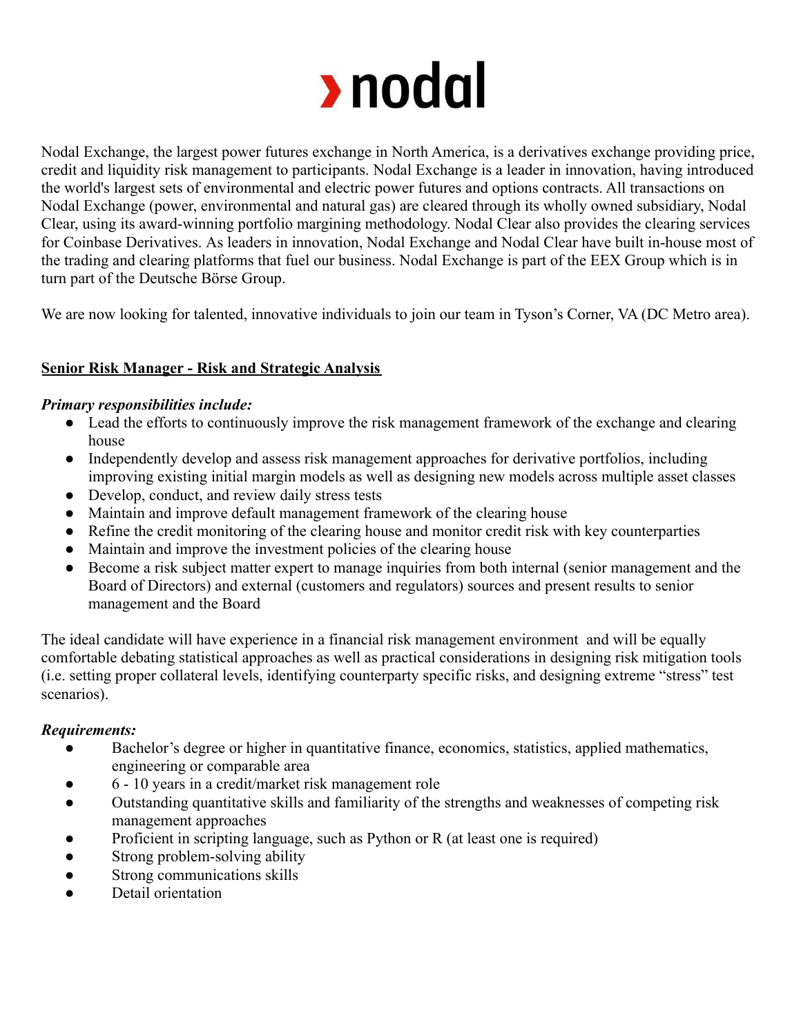# nodal

Nodal Exchange, the largest power futures exchange in North America, is a derivatives exchange providing price, credit and liquidity risk management to participants. Nodal Exchange is a leader in innovation, having introduced the world's largest sets of environmental and electric power futures and options contracts. All transactions on Nodal Exchange (power, environmental and natural gas) are cleared through its wholly owned subsidiary, Nodal Clear, using its award-winning portfolio margining methodology. Nodal Clear also provides the clearing services for Coinbase Derivatives. As leaders in innovation, Nodal Exchange and Nodal Clear have built in-house most of the trading and clearing platforms that fuel our business. Nodal Exchange is part of the EEX Group which is in turn part of the Deutsche Börse Group.

We are now looking for talented, innovative individuals to join our team in Tyson's Corner, VA (DC Metro area).

## Senior Risk Manager - Risk and Strategic Analysis

***Primary responsibilities include:***

- Lead the efforts to continuously improve the risk management framework of the exchange and clearing house
- Independently develop and assess risk management approaches for derivative portfolios, including improving existing initial margin models as well as designing new models across multiple asset classes
- Develop, conduct, and review daily stress tests
- Maintain and improve default management framework of the clearing house
- Refine the credit monitoring of the clearing house and monitor credit risk with key counterparties
- Maintain and improve the investment policies of the clearing house
- Become a risk subject matter expert to manage inquiries from both internal (senior management and the Board of Directors) and external (customers and regulators) sources and present results to senior management and the Board

The ideal candidate will have experience in a financial risk management environment and will be equally comfortable debating statistical approaches as well as practical considerations in designing risk mitigation tools (i.e. setting proper collateral levels, identifying counterparty specific risks, and designing extreme "stress" test scenarios).

***Requirements:***

- Bachelor's degree or higher in quantitative finance, economics, statistics, applied mathematics, engineering or comparable area
- 6 - 10 years in a credit/market risk management role
- Outstanding quantitative skills and familiarity of the strengths and weaknesses of competing risk management approaches
- Proficient in scripting language, such as Python or R (at least one is required)
- Strong problem-solving ability
- Strong communications skills
- Detail orientation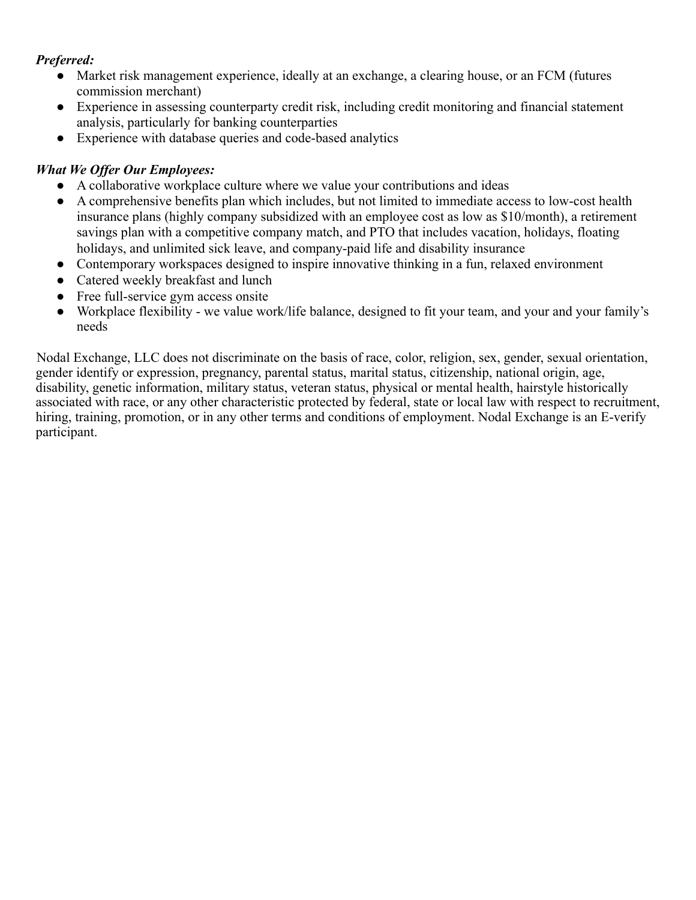***Preferred:***

- Market risk management experience, ideally at an exchange, a clearing house, or an FCM (futures commission merchant)
- Experience in assessing counterparty credit risk, including credit monitoring and financial statement analysis, particularly for banking counterparties
- Experience with database queries and code-based analytics

***What We Offer Our Employees:***

- A collaborative workplace culture where we value your contributions and ideas
- A comprehensive benefits plan which includes, but not limited to immediate access to low-cost health insurance plans (highly company subsidized with an employee cost as low as $10/month), a retirement savings plan with a competitive company match, and PTO that includes vacation, holidays, floating holidays, and unlimited sick leave, and company-paid life and disability insurance
- Contemporary workspaces designed to inspire innovative thinking in a fun, relaxed environment
- Catered weekly breakfast and lunch
- Free full-service gym access onsite
- Workplace flexibility - we value work/life balance, designed to fit your team, and your and your family's needs

Nodal Exchange, LLC does not discriminate on the basis of race, color, religion, sex, gender, sexual orientation, gender identify or expression, pregnancy, parental status, marital status, citizenship, national origin, age, disability, genetic information, military status, veteran status, physical or mental health, hairstyle historically associated with race, or any other characteristic protected by federal, state or local law with respect to recruitment, hiring, training, promotion, or in any other terms and conditions of employment. Nodal Exchange is an E-verify participant.